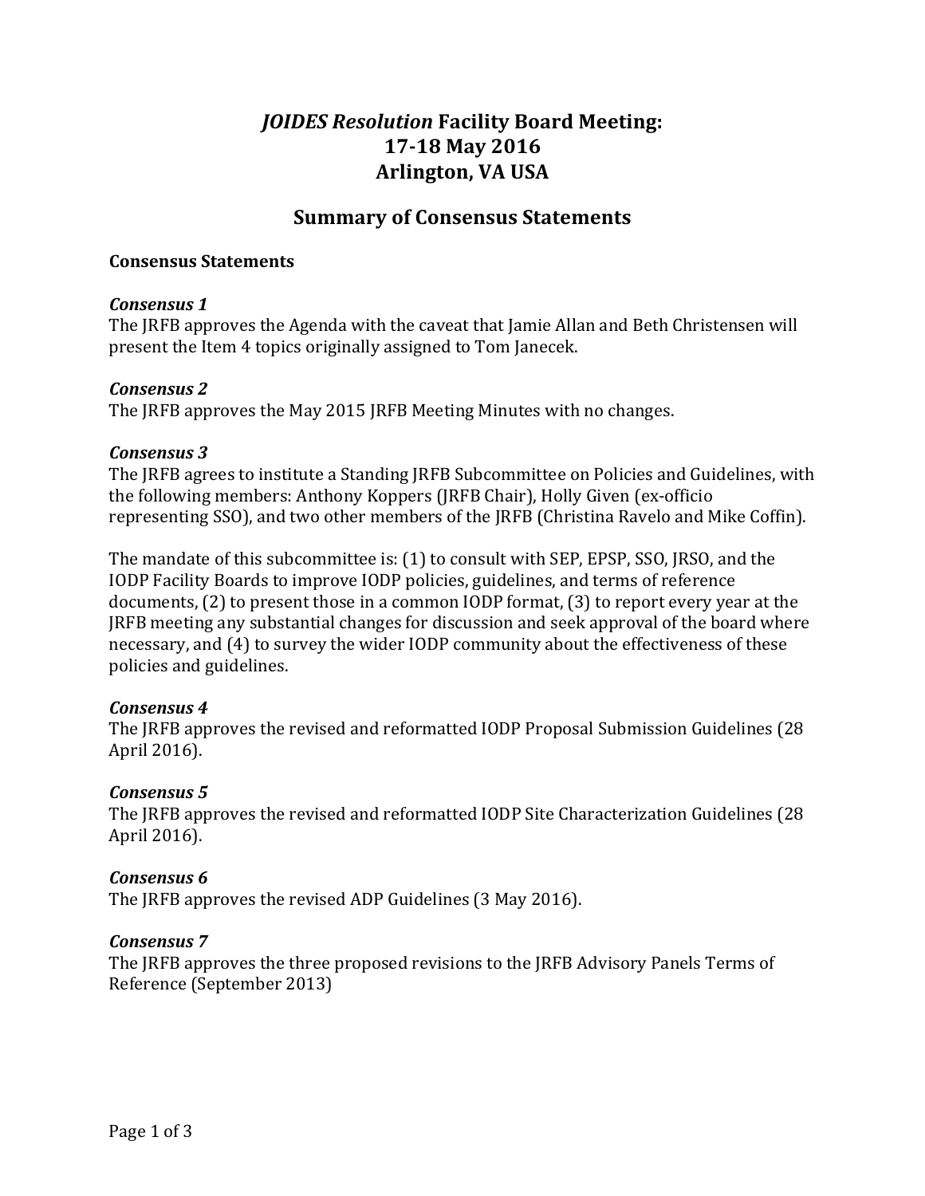# *JOIDES Resolution* Facility Board Meeting: 17-18 May 2016 Arlington, VA USA

## Summary of Consensus Statements

### Consensus Statements

***Consensus 1***

The JRFB approves the Agenda with the caveat that Jamie Allan and Beth Christensen will present the Item 4 topics originally assigned to Tom Janecek.

***Consensus 2***

The JRFB approves the May 2015 JRFB Meeting Minutes with no changes.

***Consensus 3***

The JRFB agrees to institute a Standing JRFB Subcommittee on Policies and Guidelines, with the following members: Anthony Koppers (JRFB Chair), Holly Given (ex-officio representing SSO), and two other members of the JRFB (Christina Ravelo and Mike Coffin).

The mandate of this subcommittee is: (1) to consult with SEP, EPSP, SSO, JRSO, and the IODP Facility Boards to improve IODP policies, guidelines, and terms of reference documents, (2) to present those in a common IODP format, (3) to report every year at the JRFB meeting any substantial changes for discussion and seek approval of the board where necessary, and (4) to survey the wider IODP community about the effectiveness of these policies and guidelines.

***Consensus 4***

The JRFB approves the revised and reformatted IODP Proposal Submission Guidelines (28 April 2016).

***Consensus 5***

The JRFB approves the revised and reformatted IODP Site Characterization Guidelines (28 April 2016).

***Consensus 6***

The JRFB approves the revised ADP Guidelines (3 May 2016).

***Consensus 7***

The JRFB approves the three proposed revisions to the JRFB Advisory Panels Terms of Reference (September 2013)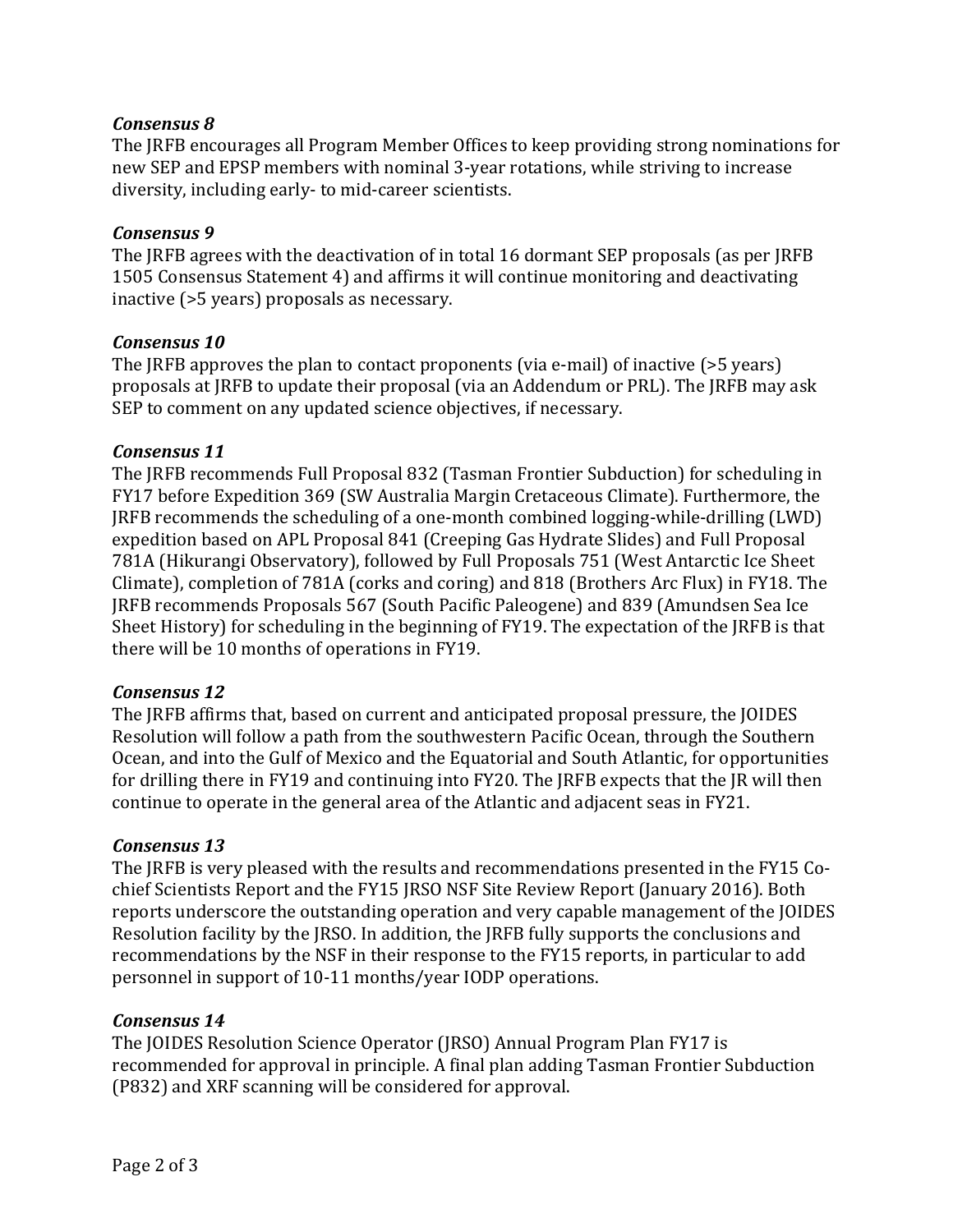***Consensus 8***
The JRFB encourages all Program Member Offices to keep providing strong nominations for new SEP and EPSP members with nominal 3-year rotations, while striving to increase diversity, including early- to mid-career scientists.

***Consensus 9***
The JRFB agrees with the deactivation of in total 16 dormant SEP proposals (as per JRFB 1505 Consensus Statement 4) and affirms it will continue monitoring and deactivating inactive (>5 years) proposals as necessary.

***Consensus 10***
The JRFB approves the plan to contact proponents (via e-mail) of inactive (>5 years) proposals at JRFB to update their proposal (via an Addendum or PRL). The JRFB may ask SEP to comment on any updated science objectives, if necessary.

***Consensus 11***
The JRFB recommends Full Proposal 832 (Tasman Frontier Subduction) for scheduling in FY17 before Expedition 369 (SW Australia Margin Cretaceous Climate). Furthermore, the JRFB recommends the scheduling of a one-month combined logging-while-drilling (LWD) expedition based on APL Proposal 841 (Creeping Gas Hydrate Slides) and Full Proposal 781A (Hikurangi Observatory), followed by Full Proposals 751 (West Antarctic Ice Sheet Climate), completion of 781A (corks and coring) and 818 (Brothers Arc Flux) in FY18. The JRFB recommends Proposals 567 (South Pacific Paleogene) and 839 (Amundsen Sea Ice Sheet History) for scheduling in the beginning of FY19. The expectation of the JRFB is that there will be 10 months of operations in FY19.

***Consensus 12***
The JRFB affirms that, based on current and anticipated proposal pressure, the JOIDES Resolution will follow a path from the southwestern Pacific Ocean, through the Southern Ocean, and into the Gulf of Mexico and the Equatorial and South Atlantic, for opportunities for drilling there in FY19 and continuing into FY20. The JRFB expects that the JR will then continue to operate in the general area of the Atlantic and adjacent seas in FY21.

***Consensus 13***
The JRFB is very pleased with the results and recommendations presented in the FY15 Co-chief Scientists Report and the FY15 JRSO NSF Site Review Report (January 2016). Both reports underscore the outstanding operation and very capable management of the JOIDES Resolution facility by the JRSO. In addition, the JRFB fully supports the conclusions and recommendations by the NSF in their response to the FY15 reports, in particular to add personnel in support of 10-11 months/year IODP operations.

***Consensus 14***
The JOIDES Resolution Science Operator (JRSO) Annual Program Plan FY17 is recommended for approval in principle. A final plan adding Tasman Frontier Subduction (P832) and XRF scanning will be considered for approval.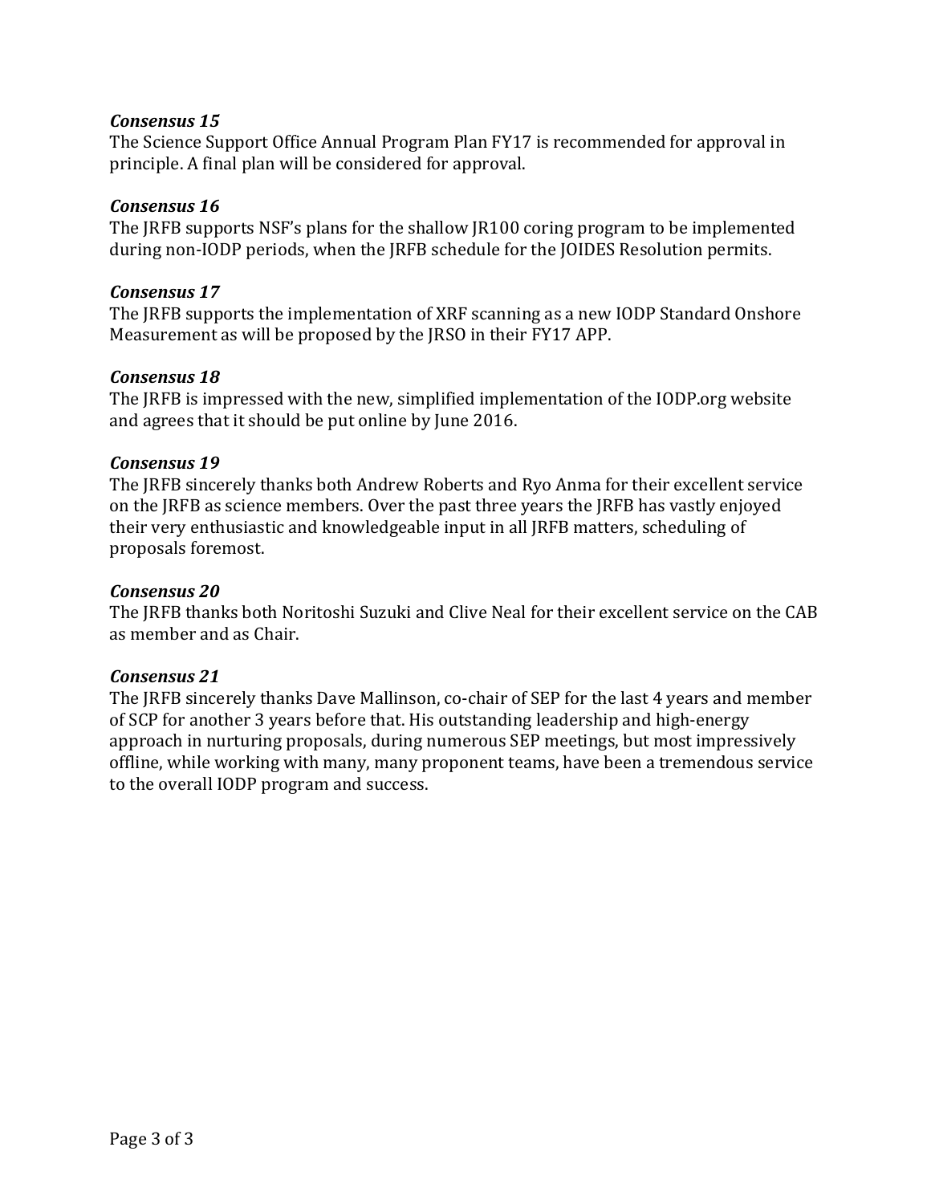***Consensus 15***
The Science Support Office Annual Program Plan FY17 is recommended for approval in principle. A final plan will be considered for approval.

***Consensus 16***
The JRFB supports NSF's plans for the shallow JR100 coring program to be implemented during non-IODP periods, when the JRFB schedule for the JOIDES Resolution permits.

***Consensus 17***
The JRFB supports the implementation of XRF scanning as a new IODP Standard Onshore Measurement as will be proposed by the JRSO in their FY17 APP.

***Consensus 18***
The JRFB is impressed with the new, simplified implementation of the IODP.org website and agrees that it should be put online by June 2016.

***Consensus 19***
The JRFB sincerely thanks both Andrew Roberts and Ryo Anma for their excellent service on the JRFB as science members. Over the past three years the JRFB has vastly enjoyed their very enthusiastic and knowledgeable input in all JRFB matters, scheduling of proposals foremost.

***Consensus 20***
The JRFB thanks both Noritoshi Suzuki and Clive Neal for their excellent service on the CAB as member and as Chair.

***Consensus 21***
The JRFB sincerely thanks Dave Mallinson, co-chair of SEP for the last 4 years and member of SCP for another 3 years before that. His outstanding leadership and high-energy approach in nurturing proposals, during numerous SEP meetings, but most impressively offline, while working with many, many proponent teams, have been a tremendous service to the overall IODP program and success.